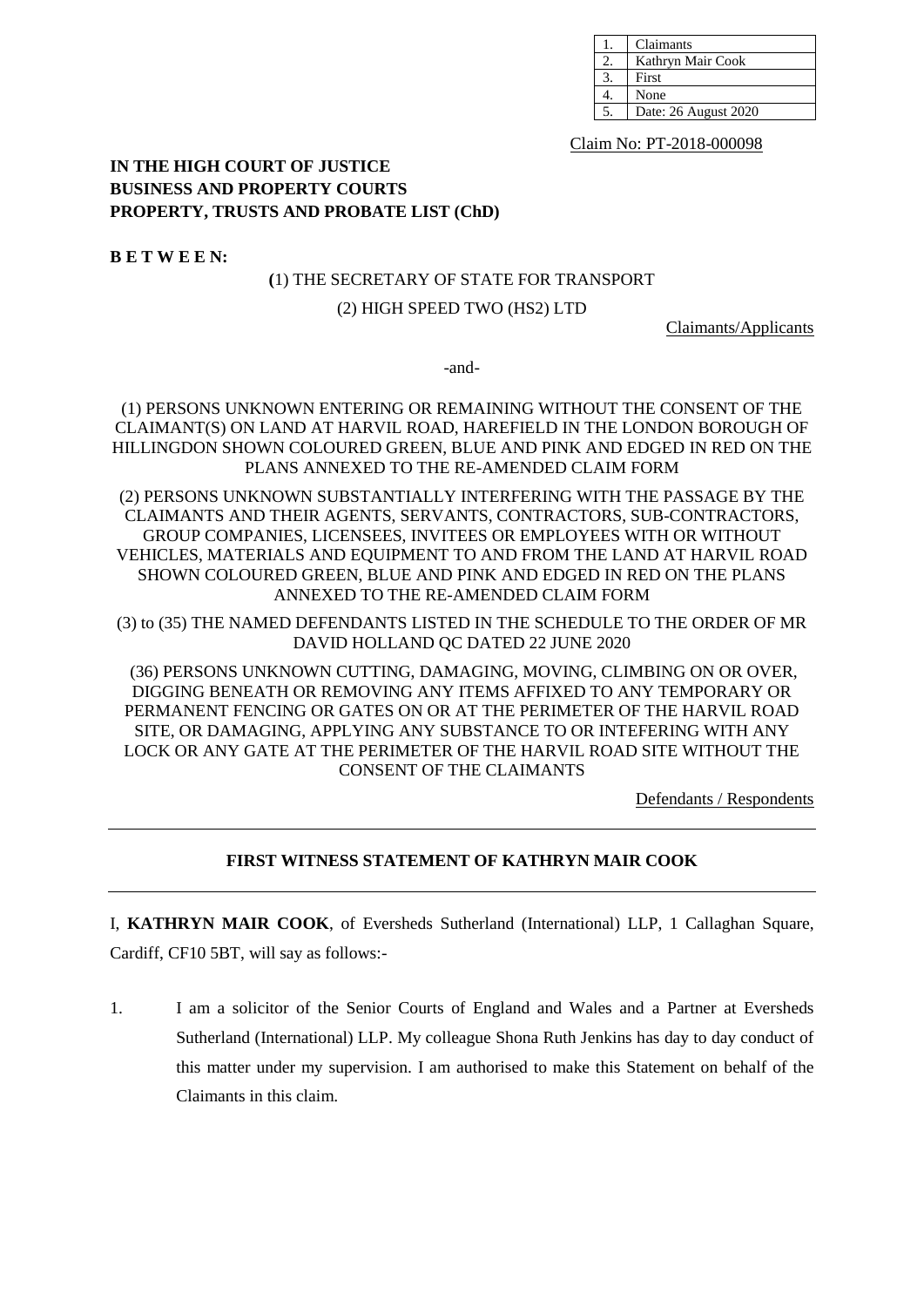| 1. | Claimants |
|---|---|
| 2. | Kathryn Mair Cook |
| 3. | First |
| 4. | None |
| 5. | Date: 26 August 2020 |

Claim No: PT-2018-000098

**IN THE HIGH COURT OF JUSTICE**
**BUSINESS AND PROPERTY COURTS**
**PROPERTY, TRUSTS AND PROBATE LIST (ChD)**

**B E T W E E N:**

**(**1) THE SECRETARY OF STATE FOR TRANSPORT

(2) HIGH SPEED TWO (HS2) LTD

Claimants/Applicants

-and-

(1) PERSONS UNKNOWN ENTERING OR REMAINING WITHOUT THE CONSENT OF THE CLAIMANT(S) ON LAND AT HARVIL ROAD, HAREFIELD IN THE LONDON BOROUGH OF HILLINGDON SHOWN COLOURED GREEN, BLUE AND PINK AND EDGED IN RED ON THE PLANS ANNEXED TO THE RE-AMENDED CLAIM FORM

(2) PERSONS UNKNOWN SUBSTANTIALLY INTERFERING WITH THE PASSAGE BY THE CLAIMANTS AND THEIR AGENTS, SERVANTS, CONTRACTORS, SUB-CONTRACTORS, GROUP COMPANIES, LICENSEES, INVITEES OR EMPLOYEES WITH OR WITHOUT VEHICLES, MATERIALS AND EQUIPMENT TO AND FROM THE LAND AT HARVIL ROAD SHOWN COLOURED GREEN, BLUE AND PINK AND EDGED IN RED ON THE PLANS ANNEXED TO THE RE-AMENDED CLAIM FORM

(3) to (35) THE NAMED DEFENDANTS LISTED IN THE SCHEDULE TO THE ORDER OF MR DAVID HOLLAND QC DATED 22 JUNE 2020

(36) PERSONS UNKNOWN CUTTING, DAMAGING, MOVING, CLIMBING ON OR OVER, DIGGING BENEATH OR REMOVING ANY ITEMS AFFIXED TO ANY TEMPORARY OR PERMANENT FENCING OR GATES ON OR AT THE PERIMETER OF THE HARVIL ROAD SITE, OR DAMAGING, APPLYING ANY SUBSTANCE TO OR INTEFERING WITH ANY LOCK OR ANY GATE AT THE PERIMETER OF THE HARVIL ROAD SITE WITHOUT THE CONSENT OF THE CLAIMANTS

Defendants / Respondents

---

**FIRST WITNESS STATEMENT OF KATHRYN MAIR COOK**

---

I, **KATHRYN MAIR COOK**, of Eversheds Sutherland (International) LLP, 1 Callaghan Square, Cardiff, CF10 5BT, will say as follows:-

1. I am a solicitor of the Senior Courts of England and Wales and a Partner at Eversheds Sutherland (International) LLP. My colleague Shona Ruth Jenkins has day to day conduct of this matter under my supervision. I am authorised to make this Statement on behalf of the Claimants in this claim.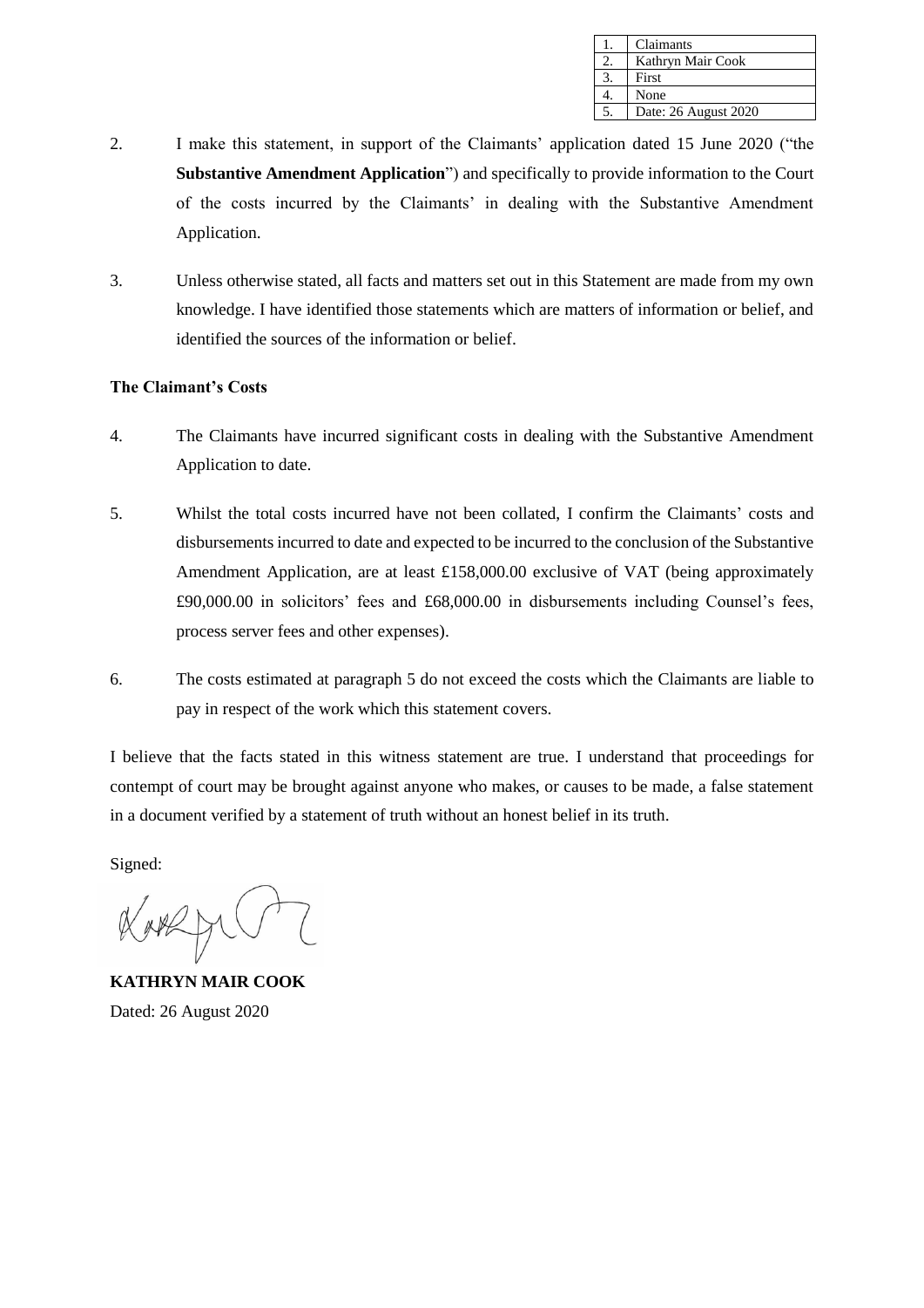| | |
|---|---|
| 1. | Claimants |
| 2. | Kathryn Mair Cook |
| 3. | First |
| 4. | None |
| 5. | Date: 26 August 2020 |

2. I make this statement, in support of the Claimants' application dated 15 June 2020 ("the **Substantive Amendment Application**") and specifically to provide information to the Court of the costs incurred by the Claimants' in dealing with the Substantive Amendment Application.

3. Unless otherwise stated, all facts and matters set out in this Statement are made from my own knowledge. I have identified those statements which are matters of information or belief, and identified the sources of the information or belief.

**The Claimant's Costs**

4. The Claimants have incurred significant costs in dealing with the Substantive Amendment Application to date.

5. Whilst the total costs incurred have not been collated, I confirm the Claimants' costs and disbursements incurred to date and expected to be incurred to the conclusion of the Substantive Amendment Application, are at least £158,000.00 exclusive of VAT (being approximately £90,000.00 in solicitors' fees and £68,000.00 in disbursements including Counsel's fees, process server fees and other expenses).

6. The costs estimated at paragraph 5 do not exceed the costs which the Claimants are liable to pay in respect of the work which this statement covers.

I believe that the facts stated in this witness statement are true. I understand that proceedings for contempt of court may be brought against anyone who makes, or causes to be made, a false statement in a document verified by a statement of truth without an honest belief in its truth.

Signed:

**KATHRYN MAIR COOK**

Dated: 26 August 2020